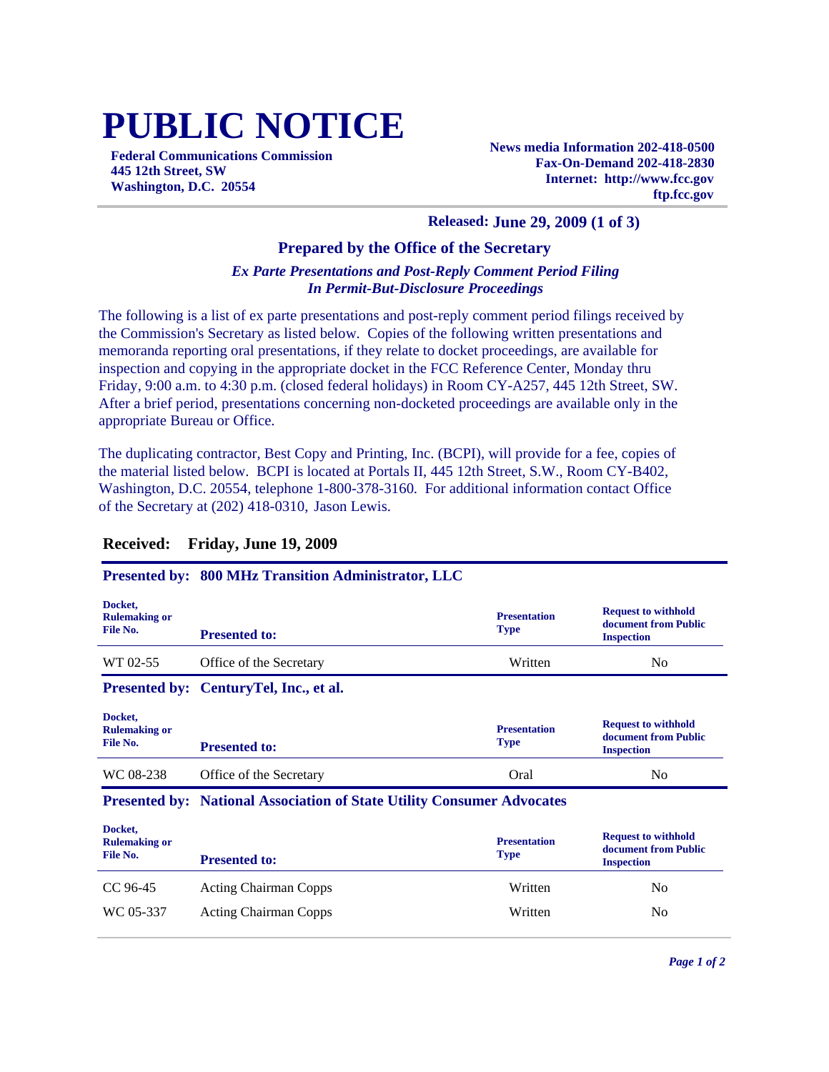# PUBLIC NOTICE

**Federal Communications Commission**
**445 12th Street, SW**
**Washington, D.C. 20554**

**News media Information 202-418-0500**
**Fax-On-Demand 202-418-2830**
**Internet: http://www.fcc.gov**
**ftp.fcc.gov**

**Released: June 29, 2009 (1 of 3)**

### Prepared by the Office of the Secretary

***Ex Parte Presentations and Post-Reply Comment Period Filing In Permit-But-Disclosure Proceedings***

The following is a list of ex parte presentations and post-reply comment period filings received by the Commission's Secretary as listed below. Copies of the following written presentations and memoranda reporting oral presentations, if they relate to docket proceedings, are available for inspection and copying in the appropriate docket in the FCC Reference Center, Monday thru Friday, 9:00 a.m. to 4:30 p.m. (closed federal holidays) in Room CY-A257, 445 12th Street, SW. After a brief period, presentations concerning non-docketed proceedings are available only in the appropriate Bureau or Office.

The duplicating contractor, Best Copy and Printing, Inc. (BCPI), will provide for a fee, copies of the material listed below. BCPI is located at Portals II, 445 12th Street, S.W., Room CY-B402, Washington, D.C. 20554, telephone 1-800-378-3160. For additional information contact Office of the Secretary at (202) 418-0310, Jason Lewis.

## Received: Friday, June 19, 2009

**Presented by: 800 MHz Transition Administrator, LLC**

| Docket, Rulemaking or File No. | Presented to: | Presentation Type | Request to withhold document from Public Inspection |
|---|---|---|---|
| WT 02-55 | Office of the Secretary | Written | No |

**Presented by: CenturyTel, Inc., et al.**

| Docket, Rulemaking or File No. | Presented to: | Presentation Type | Request to withhold document from Public Inspection |
|---|---|---|---|
| WC 08-238 | Office of the Secretary | Oral | No |

**Presented by: National Association of State Utility Consumer Advocates**

| Docket, Rulemaking or File No. | Presented to: | Presentation Type | Request to withhold document from Public Inspection |
|---|---|---|---|
| CC 96-45 | Acting Chairman Copps | Written | No |
| WC 05-337 | Acting Chairman Copps | Written | No |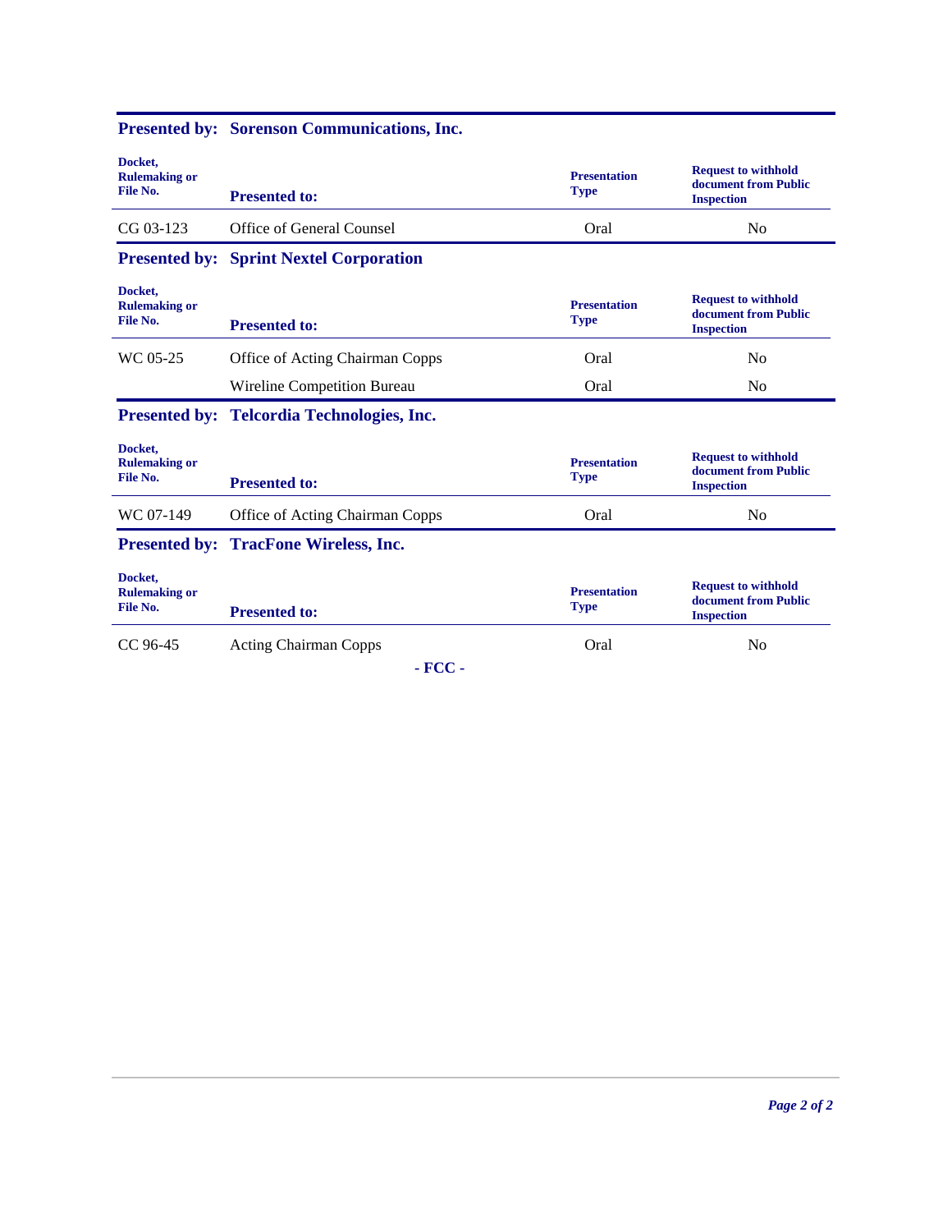**Presented by: Sorenson Communications, Inc.**

| Docket, Rulemaking or File No. | Presented to: | Presentation Type | Request to withhold document from Public Inspection |
|---|---|---|---|
| CG 03-123 | Office of General Counsel | Oral | No |

**Presented by: Sprint Nextel Corporation**

| Docket, Rulemaking or File No. | Presented to: | Presentation Type | Request to withhold document from Public Inspection |
|---|---|---|---|
| WC 05-25 | Office of Acting Chairman Copps | Oral | No |
| | Wireline Competition Bureau | Oral | No |

**Presented by: Telcordia Technologies, Inc.**

| Docket, Rulemaking or File No. | Presented to: | Presentation Type | Request to withhold document from Public Inspection |
|---|---|---|---|
| WC 07-149 | Office of Acting Chairman Copps | Oral | No |

**Presented by: TracFone Wireless, Inc.**

| Docket, Rulemaking or File No. | Presented to: | Presentation Type | Request to withhold document from Public Inspection |
|---|---|---|---|
| CC 96-45 | Acting Chairman Copps | Oral | No |

**- FCC -**